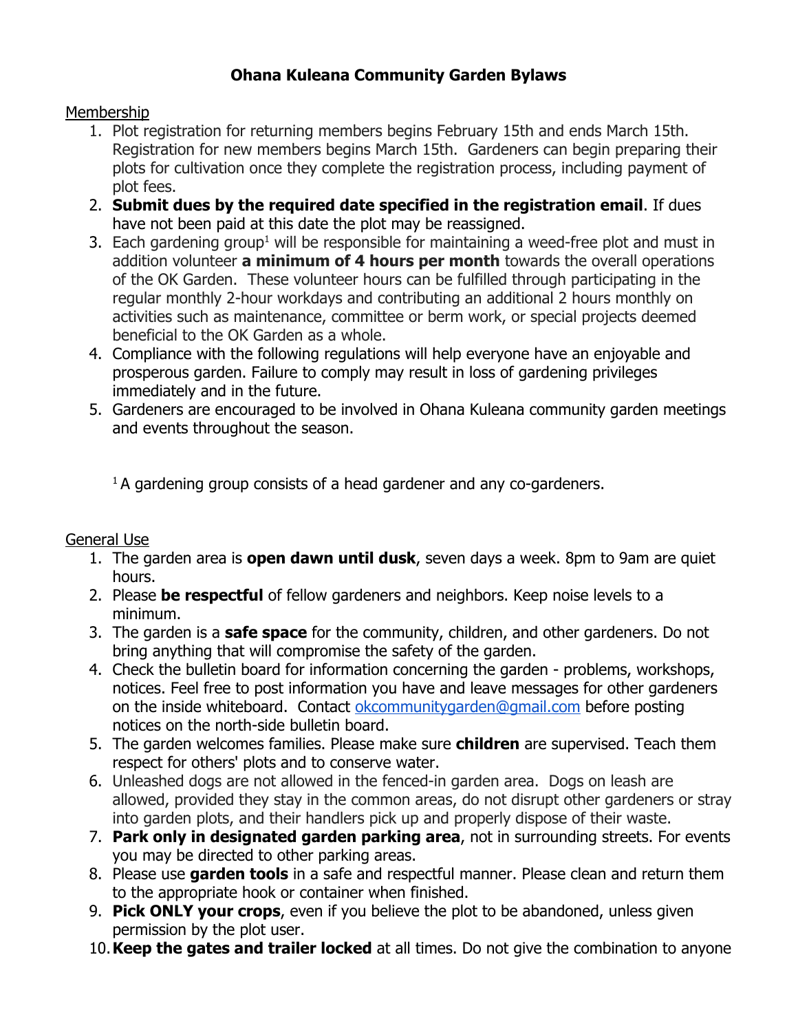# Ohana Kuleana Community Garden Bylaws

## Membership

1. Plot registration for returning members begins February 15th and ends March 15th. Registration for new members begins March 15th. Gardeners can begin preparing their plots for cultivation once they complete the registration process, including payment of plot fees.
2. **Submit dues by the required date specified in the registration email**. If dues have not been paid at this date the plot may be reassigned.
3. Each gardening group[1] will be responsible for maintaining a weed-free plot and must in addition volunteer **a minimum of 4 hours per month** towards the overall operations of the OK Garden. These volunteer hours can be fulfilled through participating in the regular monthly 2-hour workdays and contributing an additional 2 hours monthly on activities such as maintenance, committee or berm work, or special projects deemed beneficial to the OK Garden as a whole.
4. Compliance with the following regulations will help everyone have an enjoyable and prosperous garden. Failure to comply may result in loss of gardening privileges immediately and in the future.
5. Gardeners are encouraged to be involved in Ohana Kuleana community garden meetings and events throughout the season.

[1] A gardening group consists of a head gardener and any co-gardeners.

## General Use

1. The garden area is **open dawn until dusk**, seven days a week. 8pm to 9am are quiet hours.
2. Please **be respectful** of fellow gardeners and neighbors. Keep noise levels to a minimum.
3. The garden is a **safe space** for the community, children, and other gardeners. Do not bring anything that will compromise the safety of the garden.
4. Check the bulletin board for information concerning the garden - problems, workshops, notices. Feel free to post information you have and leave messages for other gardeners on the inside whiteboard. Contact okcommunitygarden@gmail.com before posting notices on the north-side bulletin board.
5. The garden welcomes families. Please make sure **children** are supervised. Teach them respect for others' plots and to conserve water.
6. Unleashed dogs are not allowed in the fenced-in garden area. Dogs on leash are allowed, provided they stay in the common areas, do not disrupt other gardeners or stray into garden plots, and their handlers pick up and properly dispose of their waste.
7. **Park only in designated garden parking area**, not in surrounding streets. For events you may be directed to other parking areas.
8. Please use **garden tools** in a safe and respectful manner. Please clean and return them to the appropriate hook or container when finished.
9. **Pick ONLY your crops**, even if you believe the plot to be abandoned, unless given permission by the plot user.
10. **Keep the gates and trailer locked** at all times. Do not give the combination to anyone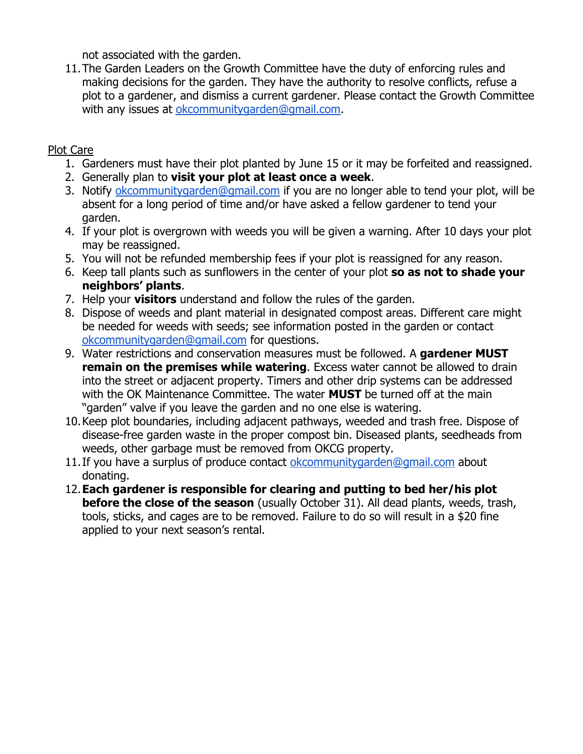not associated with the garden.

11. The Garden Leaders on the Growth Committee have the duty of enforcing rules and making decisions for the garden. They have the authority to resolve conflicts, refuse a plot to a gardener, and dismiss a current gardener. Please contact the Growth Committee with any issues at okcommunitygarden@gmail.com.

Plot Care

1. Gardeners must have their plot planted by June 15 or it may be forfeited and reassigned.
2. Generally plan to **visit your plot at least once a week**.
3. Notify okcommunitygarden@gmail.com if you are no longer able to tend your plot, will be absent for a long period of time and/or have asked a fellow gardener to tend your garden.
4. If your plot is overgrown with weeds you will be given a warning. After 10 days your plot may be reassigned.
5. You will not be refunded membership fees if your plot is reassigned for any reason.
6. Keep tall plants such as sunflowers in the center of your plot **so as not to shade your neighbors' plants**.
7. Help your **visitors** understand and follow the rules of the garden.
8. Dispose of weeds and plant material in designated compost areas. Different care might be needed for weeds with seeds; see information posted in the garden or contact okcommunitygarden@gmail.com for questions.
9. Water restrictions and conservation measures must be followed. A **gardener MUST remain on the premises while watering**. Excess water cannot be allowed to drain into the street or adjacent property. Timers and other drip systems can be addressed with the OK Maintenance Committee. The water **MUST** be turned off at the main "garden" valve if you leave the garden and no one else is watering.
10. Keep plot boundaries, including adjacent pathways, weeded and trash free. Dispose of disease-free garden waste in the proper compost bin. Diseased plants, seedheads from weeds, other garbage must be removed from OKCG property.
11. If you have a surplus of produce contact okcommunitygarden@gmail.com about donating.
12. **Each gardener is responsible for clearing and putting to bed her/his plot before the close of the season** (usually October 31). All dead plants, weeds, trash, tools, sticks, and cages are to be removed. Failure to do so will result in a $20 fine applied to your next season's rental.